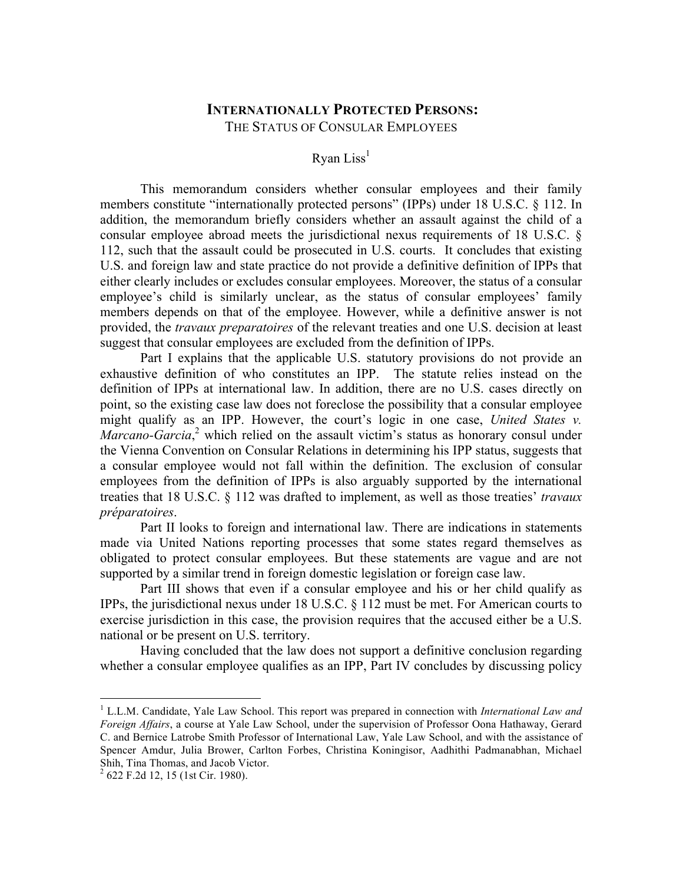# INTERNATIONALLY PROTECTED PERSONS:

## THE STATUS OF CONSULAR EMPLOYEES

Ryan Liss[1]

This memorandum considers whether consular employees and their family members constitute "internationally protected persons" (IPPs) under 18 U.S.C. § 112. In addition, the memorandum briefly considers whether an assault against the child of a consular employee abroad meets the jurisdictional nexus requirements of 18 U.S.C. § 112, such that the assault could be prosecuted in U.S. courts. It concludes that existing U.S. and foreign law and state practice do not provide a definitive definition of IPPs that either clearly includes or excludes consular employees. Moreover, the status of a consular employee's child is similarly unclear, as the status of consular employees' family members depends on that of the employee. However, while a definitive answer is not provided, the *travaux preparatoires* of the relevant treaties and one U.S. decision at least suggest that consular employees are excluded from the definition of IPPs.

Part I explains that the applicable U.S. statutory provisions do not provide an exhaustive definition of who constitutes an IPP. The statute relies instead on the definition of IPPs at international law. In addition, there are no U.S. cases directly on point, so the existing case law does not foreclose the possibility that a consular employee might qualify as an IPP. However, the court's logic in one case, *United States v. Marcano-Garcia*,[2] which relied on the assault victim's status as honorary consul under the Vienna Convention on Consular Relations in determining his IPP status, suggests that a consular employee would not fall within the definition. The exclusion of consular employees from the definition of IPPs is also arguably supported by the international treaties that 18 U.S.C. § 112 was drafted to implement, as well as those treaties' *travaux préparatoires*.

Part II looks to foreign and international law. There are indications in statements made via United Nations reporting processes that some states regard themselves as obligated to protect consular employees. But these statements are vague and are not supported by a similar trend in foreign domestic legislation or foreign case law.

Part III shows that even if a consular employee and his or her child qualify as IPPs, the jurisdictional nexus under 18 U.S.C. § 112 must be met. For American courts to exercise jurisdiction in this case, the provision requires that the accused either be a U.S. national or be present on U.S. territory.

Having concluded that the law does not support a definitive conclusion regarding whether a consular employee qualifies as an IPP, Part IV concludes by discussing policy

---

[1] L.L.M. Candidate, Yale Law School. This report was prepared in connection with *International Law and Foreign Affairs*, a course at Yale Law School, under the supervision of Professor Oona Hathaway, Gerard C. and Bernice Latrobe Smith Professor of International Law, Yale Law School, and with the assistance of Spencer Amdur, Julia Brower, Carlton Forbes, Christina Koningisor, Aadhithi Padmanabhan, Michael Shih, Tina Thomas, and Jacob Victor.

[2] 622 F.2d 12, 15 (1st Cir. 1980).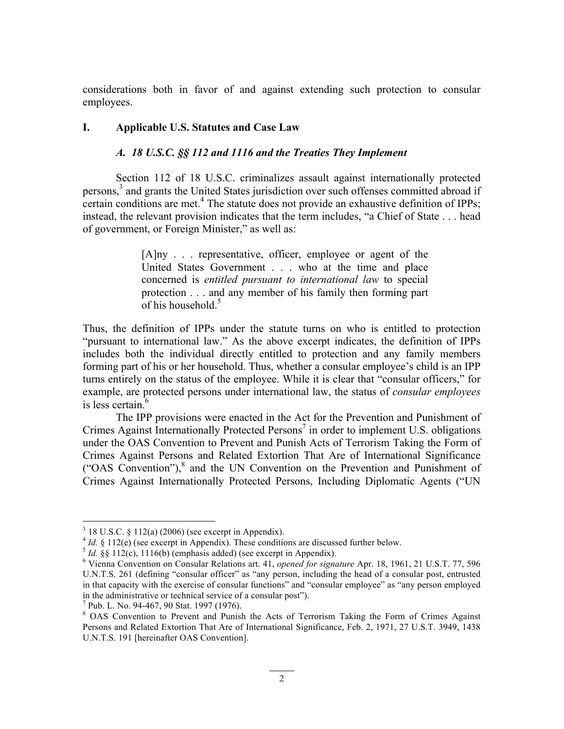considerations both in favor of and against extending such protection to consular employees.

## I. Applicable U.S. Statutes and Case Law

### *A. 18 U.S.C. §§ 112 and 1116 and the Treaties They Implement*

Section 112 of 18 U.S.C. criminalizes assault against internationally protected persons,[3] and grants the United States jurisdiction over such offenses committed abroad if certain conditions are met.[4] The statute does not provide an exhaustive definition of IPPs; instead, the relevant provision indicates that the term includes, "a Chief of State . . . head of government, or Foreign Minister," as well as:

> [A]ny . . . representative, officer, employee or agent of the United States Government . . . who at the time and place concerned is *entitled pursuant to international law* to special protection . . . and any member of his family then forming part of his household.[5]

Thus, the definition of IPPs under the statute turns on who is entitled to protection "pursuant to international law." As the above excerpt indicates, the definition of IPPs includes both the individual directly entitled to protection and any family members forming part of his or her household. Thus, whether a consular employee's child is an IPP turns entirely on the status of the employee. While it is clear that "consular officers," for example, are protected persons under international law, the status of *consular employees* is less certain.[6]

The IPP provisions were enacted in the Act for the Prevention and Punishment of Crimes Against Internationally Protected Persons[7] in order to implement U.S. obligations under the OAS Convention to Prevent and Punish Acts of Terrorism Taking the Form of Crimes Against Persons and Related Extortion That Are of International Significance ("OAS Convention"),[8] and the UN Convention on the Prevention and Punishment of Crimes Against Internationally Protected Persons, Including Diplomatic Agents ("UN

---

[3] 18 U.S.C. § 112(a) (2006) (see excerpt in Appendix).

[4] *Id.* § 112(e) (see excerpt in Appendix). These conditions are discussed further below.

[5] *Id.* §§ 112(c), 1116(b) (emphasis added) (see excerpt in Appendix).

[6] Vienna Convention on Consular Relations art. 41, *opened for signature* Apr. 18, 1961, 21 U.S.T. 77, 596 U.N.T.S. 261 (defining "consular officer" as "any person, including the head of a consular post, entrusted in that capacity with the exercise of consular functions" and "consular employee" as "any person employed in the administrative or technical service of a consular post").

[7] Pub. L. No. 94-467, 90 Stat. 1997 (1976).

[8] OAS Convention to Prevent and Punish the Acts of Terrorism Taking the Form of Crimes Against Persons and Related Extortion That Are of International Significance, Feb. 2, 1971, 27 U.S.T. 3949, 1438 U.N.T.S. 191 [hereinafter OAS Convention].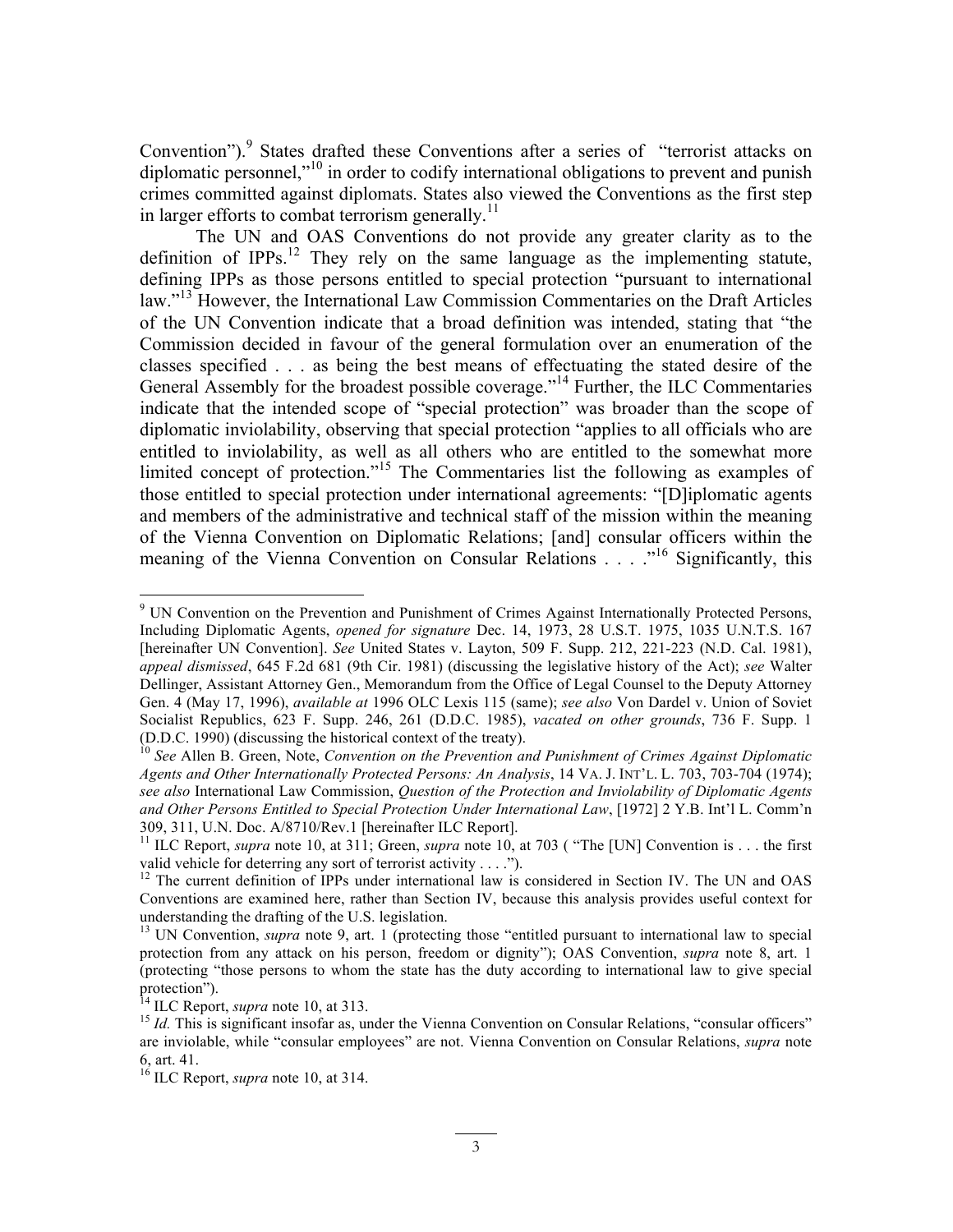Convention").[9] States drafted these Conventions after a series of "terrorist attacks on diplomatic personnel,"[10] in order to codify international obligations to prevent and punish crimes committed against diplomats. States also viewed the Conventions as the first step in larger efforts to combat terrorism generally.[11]

The UN and OAS Conventions do not provide any greater clarity as to the definition of IPPs.[12] They rely on the same language as the implementing statute, defining IPPs as those persons entitled to special protection "pursuant to international law."[13] However, the International Law Commission Commentaries on the Draft Articles of the UN Convention indicate that a broad definition was intended, stating that "the Commission decided in favour of the general formulation over an enumeration of the classes specified . . . as being the best means of effectuating the stated desire of the General Assembly for the broadest possible coverage."[14] Further, the ILC Commentaries indicate that the intended scope of "special protection" was broader than the scope of diplomatic inviolability, observing that special protection "applies to all officials who are entitled to inviolability, as well as all others who are entitled to the somewhat more limited concept of protection."[15] The Commentaries list the following as examples of those entitled to special protection under international agreements: "[D]iplomatic agents and members of the administrative and technical staff of the mission within the meaning of the Vienna Convention on Diplomatic Relations; [and] consular officers within the meaning of the Vienna Convention on Consular Relations . . . ."[16] Significantly, this

---

[9] UN Convention on the Prevention and Punishment of Crimes Against Internationally Protected Persons, Including Diplomatic Agents, *opened for signature* Dec. 14, 1973, 28 U.S.T. 1975, 1035 U.N.T.S. 167 [hereinafter UN Convention]. *See* United States v. Layton, 509 F. Supp. 212, 221-223 (N.D. Cal. 1981), *appeal dismissed*, 645 F.2d 681 (9th Cir. 1981) (discussing the legislative history of the Act); *see* Walter Dellinger, Assistant Attorney Gen., Memorandum from the Office of Legal Counsel to the Deputy Attorney Gen. 4 (May 17, 1996), *available at* 1996 OLC Lexis 115 (same); *see also* Von Dardel v. Union of Soviet Socialist Republics, 623 F. Supp. 246, 261 (D.D.C. 1985), *vacated on other grounds*, 736 F. Supp. 1 (D.D.C. 1990) (discussing the historical context of the treaty).

[10] *See* Allen B. Green, Note, *Convention on the Prevention and Punishment of Crimes Against Diplomatic Agents and Other Internationally Protected Persons: An Analysis*, 14 VA. J. INT'L. L. 703, 703-704 (1974); *see also* International Law Commission, *Question of the Protection and Inviolability of Diplomatic Agents and Other Persons Entitled to Special Protection Under International Law*, [1972] 2 Y.B. Int'l L. Comm'n 309, 311, U.N. Doc. A/8710/Rev.1 [hereinafter ILC Report].

[11] ILC Report, *supra* note 10, at 311; Green, *supra* note 10, at 703 ( "The [UN] Convention is . . . the first valid vehicle for deterring any sort of terrorist activity . . . .").

[12] The current definition of IPPs under international law is considered in Section IV. The UN and OAS Conventions are examined here, rather than Section IV, because this analysis provides useful context for understanding the drafting of the U.S. legislation.

[13] UN Convention, *supra* note 9, art. 1 (protecting those "entitled pursuant to international law to special protection from any attack on his person, freedom or dignity"); OAS Convention, *supra* note 8, art. 1 (protecting "those persons to whom the state has the duty according to international law to give special protection").

[14] ILC Report, *supra* note 10, at 313.

[15] *Id.* This is significant insofar as, under the Vienna Convention on Consular Relations, "consular officers" are inviolable, while "consular employees" are not. Vienna Convention on Consular Relations, *supra* note 6, art. 41.

[16] ILC Report, *supra* note 10, at 314.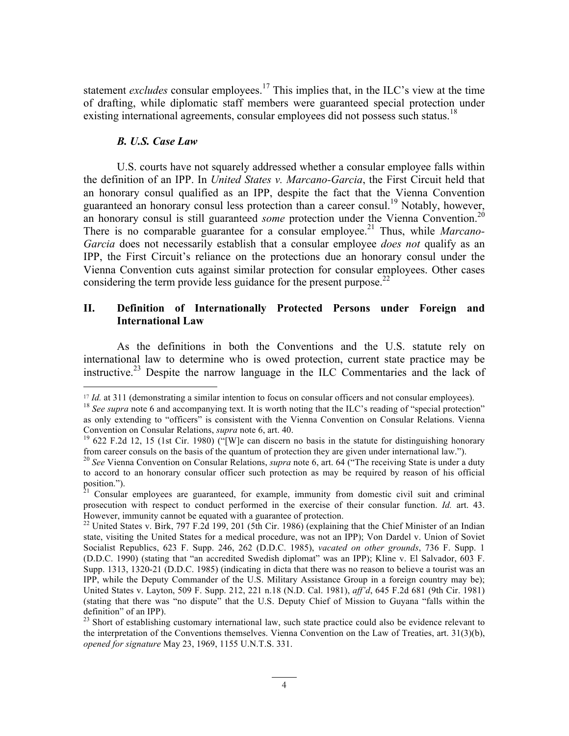statement *excludes* consular employees.[17] This implies that, in the ILC's view at the time of drafting, while diplomatic staff members were guaranteed special protection under existing international agreements, consular employees did not possess such status.[18]

### *B. U.S. Case Law*

U.S. courts have not squarely addressed whether a consular employee falls within the definition of an IPP. In *United States v. Marcano-Garcia*, the First Circuit held that an honorary consul qualified as an IPP, despite the fact that the Vienna Convention guaranteed an honorary consul less protection than a career consul.[19] Notably, however, an honorary consul is still guaranteed *some* protection under the Vienna Convention.[20] There is no comparable guarantee for a consular employee.[21] Thus, while *Marcano-Garcia* does not necessarily establish that a consular employee *does not* qualify as an IPP, the First Circuit's reliance on the protections due an honorary consul under the Vienna Convention cuts against similar protection for consular employees. Other cases considering the term provide less guidance for the present purpose.[22]

## II. Definition of Internationally Protected Persons under Foreign and International Law

As the definitions in both the Conventions and the U.S. statute rely on international law to determine who is owed protection, current state practice may be instructive.[23] Despite the narrow language in the ILC Commentaries and the lack of

---

[17] *Id.* at 311 (demonstrating a similar intention to focus on consular officers and not consular employees).

[18] *See supra* note 6 and accompanying text. It is worth noting that the ILC's reading of "special protection" as only extending to "officers" is consistent with the Vienna Convention on Consular Relations. Vienna Convention on Consular Relations, *supra* note 6, art. 40.

[19] 622 F.2d 12, 15 (1st Cir. 1980) ("[W]e can discern no basis in the statute for distinguishing honorary from career consuls on the basis of the quantum of protection they are given under international law.").

[20] *See* Vienna Convention on Consular Relations, *supra* note 6, art. 64 ("The receiving State is under a duty to accord to an honorary consular officer such protection as may be required by reason of his official position.").

[21] Consular employees are guaranteed, for example, immunity from domestic civil suit and criminal prosecution with respect to conduct performed in the exercise of their consular function. *Id.* art. 43. However, immunity cannot be equated with a guarantee of protection.

[22] United States v. Birk, 797 F.2d 199, 201 (5th Cir. 1986) (explaining that the Chief Minister of an Indian state, visiting the United States for a medical procedure, was not an IPP); Von Dardel v. Union of Soviet Socialist Republics, 623 F. Supp. 246, 262 (D.D.C. 1985), *vacated on other grounds*, 736 F. Supp. 1 (D.D.C. 1990) (stating that "an accredited Swedish diplomat" was an IPP); Kline v. El Salvador, 603 F. Supp. 1313, 1320-21 (D.D.C. 1985) (indicating in dicta that there was no reason to believe a tourist was an IPP, while the Deputy Commander of the U.S. Military Assistance Group in a foreign country may be); United States v. Layton, 509 F. Supp. 212, 221 n.18 (N.D. Cal. 1981), *aff'd*, 645 F.2d 681 (9th Cir. 1981) (stating that there was "no dispute" that the U.S. Deputy Chief of Mission to Guyana "falls within the definition" of an IPP).

[23] Short of establishing customary international law, such state practice could also be evidence relevant to the interpretation of the Conventions themselves. Vienna Convention on the Law of Treaties, art. 31(3)(b), *opened for signature* May 23, 1969, 1155 U.N.T.S. 331.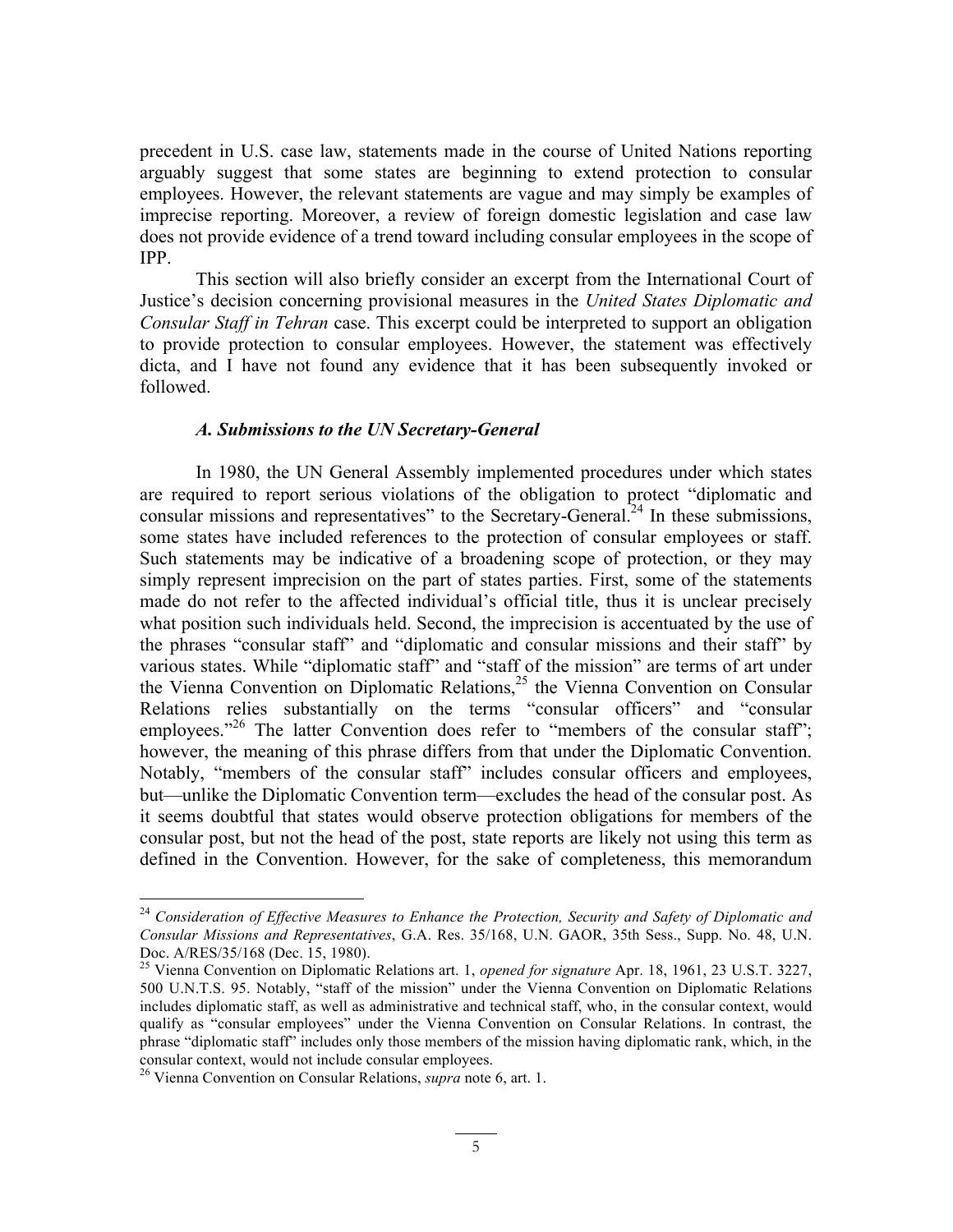precedent in U.S. case law, statements made in the course of United Nations reporting arguably suggest that some states are beginning to extend protection to consular employees. However, the relevant statements are vague and may simply be examples of imprecise reporting. Moreover, a review of foreign domestic legislation and case law does not provide evidence of a trend toward including consular employees in the scope of IPP.

This section will also briefly consider an excerpt from the International Court of Justice's decision concerning provisional measures in the *United States Diplomatic and Consular Staff in Tehran* case. This excerpt could be interpreted to support an obligation to provide protection to consular employees. However, the statement was effectively dicta, and I have not found any evidence that it has been subsequently invoked or followed.

### *A. Submissions to the UN Secretary-General*

In 1980, the UN General Assembly implemented procedures under which states are required to report serious violations of the obligation to protect "diplomatic and consular missions and representatives" to the Secretary-General.[24] In these submissions, some states have included references to the protection of consular employees or staff. Such statements may be indicative of a broadening scope of protection, or they may simply represent imprecision on the part of states parties. First, some of the statements made do not refer to the affected individual's official title, thus it is unclear precisely what position such individuals held. Second, the imprecision is accentuated by the use of the phrases "consular staff" and "diplomatic and consular missions and their staff" by various states. While "diplomatic staff" and "staff of the mission" are terms of art under the Vienna Convention on Diplomatic Relations,[25] the Vienna Convention on Consular Relations relies substantially on the terms "consular officers" and "consular employees."[26] The latter Convention does refer to "members of the consular staff"; however, the meaning of this phrase differs from that under the Diplomatic Convention. Notably, "members of the consular staff" includes consular officers and employees, but—unlike the Diplomatic Convention term—excludes the head of the consular post. As it seems doubtful that states would observe protection obligations for members of the consular post, but not the head of the post, state reports are likely not using this term as defined in the Convention. However, for the sake of completeness, this memorandum

---

[24] *Consideration of Effective Measures to Enhance the Protection, Security and Safety of Diplomatic and Consular Missions and Representatives*, G.A. Res. 35/168, U.N. GAOR, 35th Sess., Supp. No. 48, U.N. Doc. A/RES/35/168 (Dec. 15, 1980).

[25] Vienna Convention on Diplomatic Relations art. 1, *opened for signature* Apr. 18, 1961, 23 U.S.T. 3227, 500 U.N.T.S. 95. Notably, "staff of the mission" under the Vienna Convention on Diplomatic Relations includes diplomatic staff, as well as administrative and technical staff, who, in the consular context, would qualify as "consular employees" under the Vienna Convention on Consular Relations. In contrast, the phrase "diplomatic staff" includes only those members of the mission having diplomatic rank, which, in the consular context, would not include consular employees.

[26] Vienna Convention on Consular Relations, *supra* note 6, art. 1.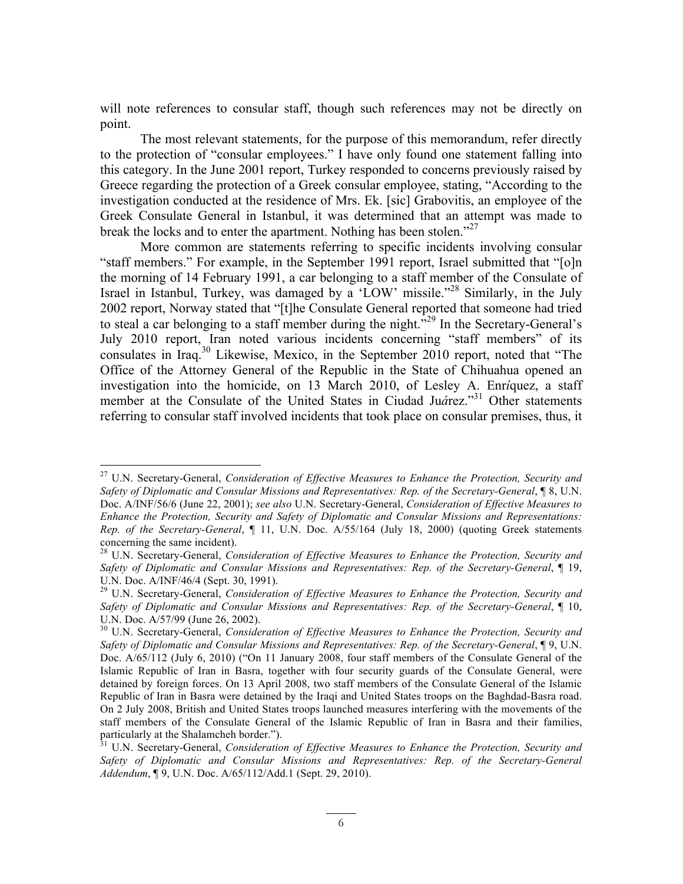will note references to consular staff, though such references may not be directly on point.

The most relevant statements, for the purpose of this memorandum, refer directly to the protection of "consular employees." I have only found one statement falling into this category. In the June 2001 report, Turkey responded to concerns previously raised by Greece regarding the protection of a Greek consular employee, stating, "According to the investigation conducted at the residence of Mrs. Ek. [sic] Grabovitis, an employee of the Greek Consulate General in Istanbul, it was determined that an attempt was made to break the locks and to enter the apartment. Nothing has been stolen."[27]

More common are statements referring to specific incidents involving consular "staff members." For example, in the September 1991 report, Israel submitted that "[o]n the morning of 14 February 1991, a car belonging to a staff member of the Consulate of Israel in Istanbul, Turkey, was damaged by a 'LOW' missile."[28] Similarly, in the July 2002 report, Norway stated that "[t]he Consulate General reported that someone had tried to steal a car belonging to a staff member during the night."[29] In the Secretary-General's July 2010 report, Iran noted various incidents concerning "staff members" of its consulates in Iraq.[30] Likewise, Mexico, in the September 2010 report, noted that "The Office of the Attorney General of the Republic in the State of Chihuahua opened an investigation into the homicide, on 13 March 2010, of Lesley A. Enríquez, a staff member at the Consulate of the United States in Ciudad Juárez."[31] Other statements referring to consular staff involved incidents that took place on consular premises, thus, it

---

[27] U.N. Secretary-General, *Consideration of Effective Measures to Enhance the Protection, Security and Safety of Diplomatic and Consular Missions and Representatives: Rep. of the Secretary-General*, ¶ 8, U.N. Doc. A/INF/56/6 (June 22, 2001); *see also* U.N. Secretary-General, *Consideration of Effective Measures to Enhance the Protection, Security and Safety of Diplomatic and Consular Missions and Representations: Rep. of the Secretary-General*, ¶ 11, U.N. Doc. A/55/164 (July 18, 2000) (quoting Greek statements concerning the same incident).

[28] U.N. Secretary-General, *Consideration of Effective Measures to Enhance the Protection, Security and Safety of Diplomatic and Consular Missions and Representatives: Rep. of the Secretary-General*, ¶ 19, U.N. Doc. A/INF/46/4 (Sept. 30, 1991).

[29] U.N. Secretary-General, *Consideration of Effective Measures to Enhance the Protection, Security and Safety of Diplomatic and Consular Missions and Representatives: Rep. of the Secretary-General*, ¶ 10, U.N. Doc. A/57/99 (June 26, 2002).

[30] U.N. Secretary-General, *Consideration of Effective Measures to Enhance the Protection, Security and Safety of Diplomatic and Consular Missions and Representatives: Rep. of the Secretary-General*, ¶ 9, U.N. Doc. A/65/112 (July 6, 2010) ("On 11 January 2008, four staff members of the Consulate General of the Islamic Republic of Iran in Basra, together with four security guards of the Consulate General, were detained by foreign forces. On 13 April 2008, two staff members of the Consulate General of the Islamic Republic of Iran in Basra were detained by the Iraqi and United States troops on the Baghdad-Basra road. On 2 July 2008, British and United States troops launched measures interfering with the movements of the staff members of the Consulate General of the Islamic Republic of Iran in Basra and their families, particularly at the Shalamcheh border.").

[31] U.N. Secretary-General, *Consideration of Effective Measures to Enhance the Protection, Security and Safety of Diplomatic and Consular Missions and Representatives: Rep. of the Secretary-General Addendum*, ¶ 9, U.N. Doc. A/65/112/Add.1 (Sept. 29, 2010).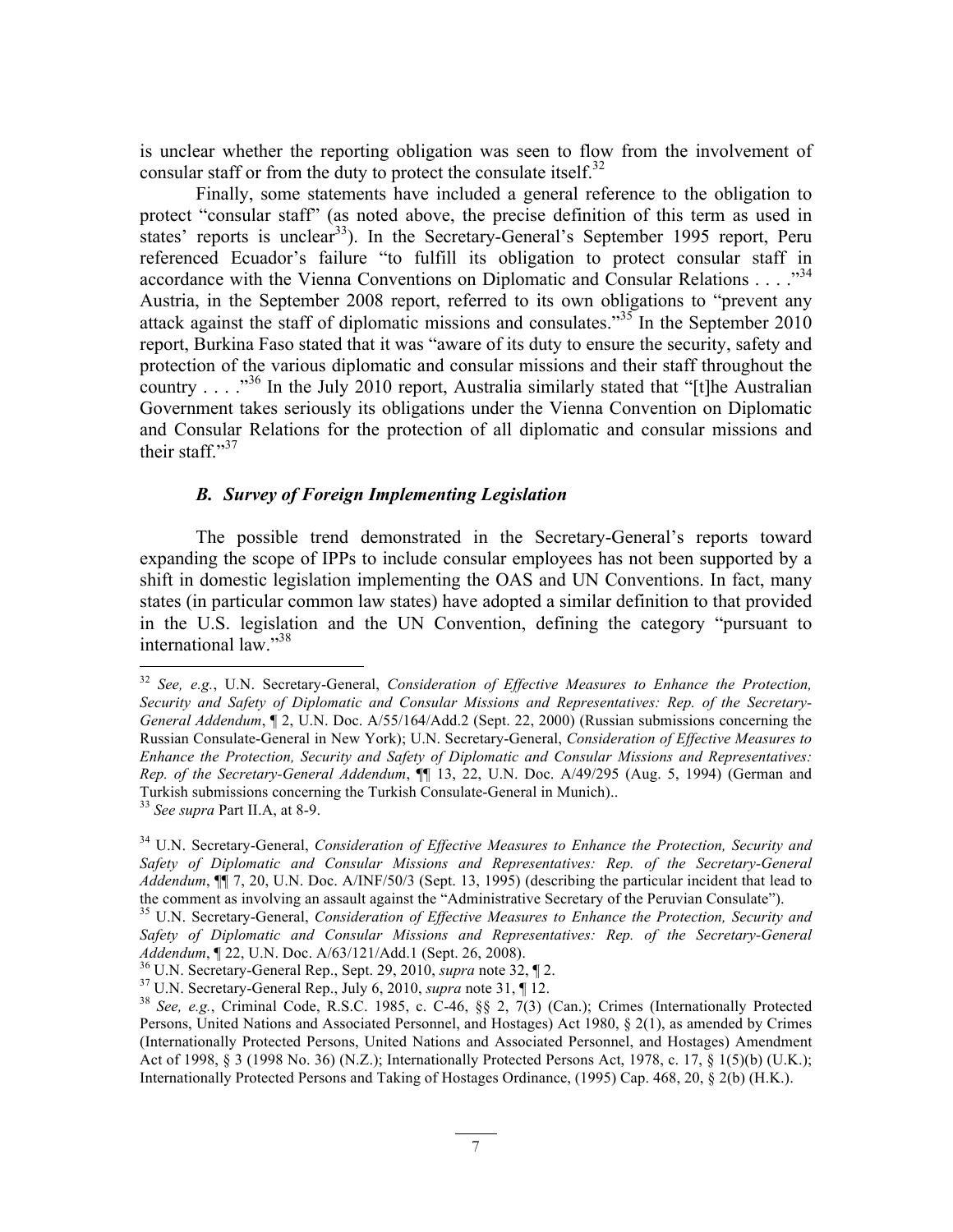is unclear whether the reporting obligation was seen to flow from the involvement of consular staff or from the duty to protect the consulate itself.[32]

Finally, some statements have included a general reference to the obligation to protect "consular staff" (as noted above, the precise definition of this term as used in states' reports is unclear[33]). In the Secretary-General's September 1995 report, Peru referenced Ecuador's failure "to fulfill its obligation to protect consular staff in accordance with the Vienna Conventions on Diplomatic and Consular Relations . . . ."[34] Austria, in the September 2008 report, referred to its own obligations to "prevent any attack against the staff of diplomatic missions and consulates."[35] In the September 2010 report, Burkina Faso stated that it was "aware of its duty to ensure the security, safety and protection of the various diplomatic and consular missions and their staff throughout the country . . . ."[36] In the July 2010 report, Australia similarly stated that "[t]he Australian Government takes seriously its obligations under the Vienna Convention on Diplomatic and Consular Relations for the protection of all diplomatic and consular missions and their staff."[37]

### *B. Survey of Foreign Implementing Legislation*

The possible trend demonstrated in the Secretary-General's reports toward expanding the scope of IPPs to include consular employees has not been supported by a shift in domestic legislation implementing the OAS and UN Conventions. In fact, many states (in particular common law states) have adopted a similar definition to that provided in the U.S. legislation and the UN Convention, defining the category "pursuant to international law."[38]

---

[32] *See, e.g.*, U.N. Secretary-General, *Consideration of Effective Measures to Enhance the Protection, Security and Safety of Diplomatic and Consular Missions and Representatives: Rep. of the Secretary-General Addendum*, ¶ 2, U.N. Doc. A/55/164/Add.2 (Sept. 22, 2000) (Russian submissions concerning the Russian Consulate-General in New York); U.N. Secretary-General, *Consideration of Effective Measures to Enhance the Protection, Security and Safety of Diplomatic and Consular Missions and Representatives: Rep. of the Secretary-General Addendum*, ¶¶ 13, 22, U.N. Doc. A/49/295 (Aug. 5, 1994) (German and Turkish submissions concerning the Turkish Consulate-General in Munich)..

[33] *See supra* Part II.A, at 8-9.

[34] U.N. Secretary-General, *Consideration of Effective Measures to Enhance the Protection, Security and Safety of Diplomatic and Consular Missions and Representatives: Rep. of the Secretary-General Addendum*, ¶¶ 7, 20, U.N. Doc. A/INF/50/3 (Sept. 13, 1995) (describing the particular incident that lead to the comment as involving an assault against the "Administrative Secretary of the Peruvian Consulate").

[35] U.N. Secretary-General, *Consideration of Effective Measures to Enhance the Protection, Security and Safety of Diplomatic and Consular Missions and Representatives: Rep. of the Secretary-General Addendum*, ¶ 22, U.N. Doc. A/63/121/Add.1 (Sept. 26, 2008).

[36] U.N. Secretary-General Rep., Sept. 29, 2010, *supra* note 32, ¶ 2.

[37] U.N. Secretary-General Rep., July 6, 2010, *supra* note 31, ¶ 12.

[38] *See, e.g.*, Criminal Code, R.S.C. 1985, c. C-46, §§ 2, 7(3) (Can.); Crimes (Internationally Protected Persons, United Nations and Associated Personnel, and Hostages) Act 1980, § 2(1), as amended by Crimes (Internationally Protected Persons, United Nations and Associated Personnel, and Hostages) Amendment Act of 1998, § 3 (1998 No. 36) (N.Z.); Internationally Protected Persons Act, 1978, c. 17, § 1(5)(b) (U.K.); Internationally Protected Persons and Taking of Hostages Ordinance, (1995) Cap. 468, 20, § 2(b) (H.K.).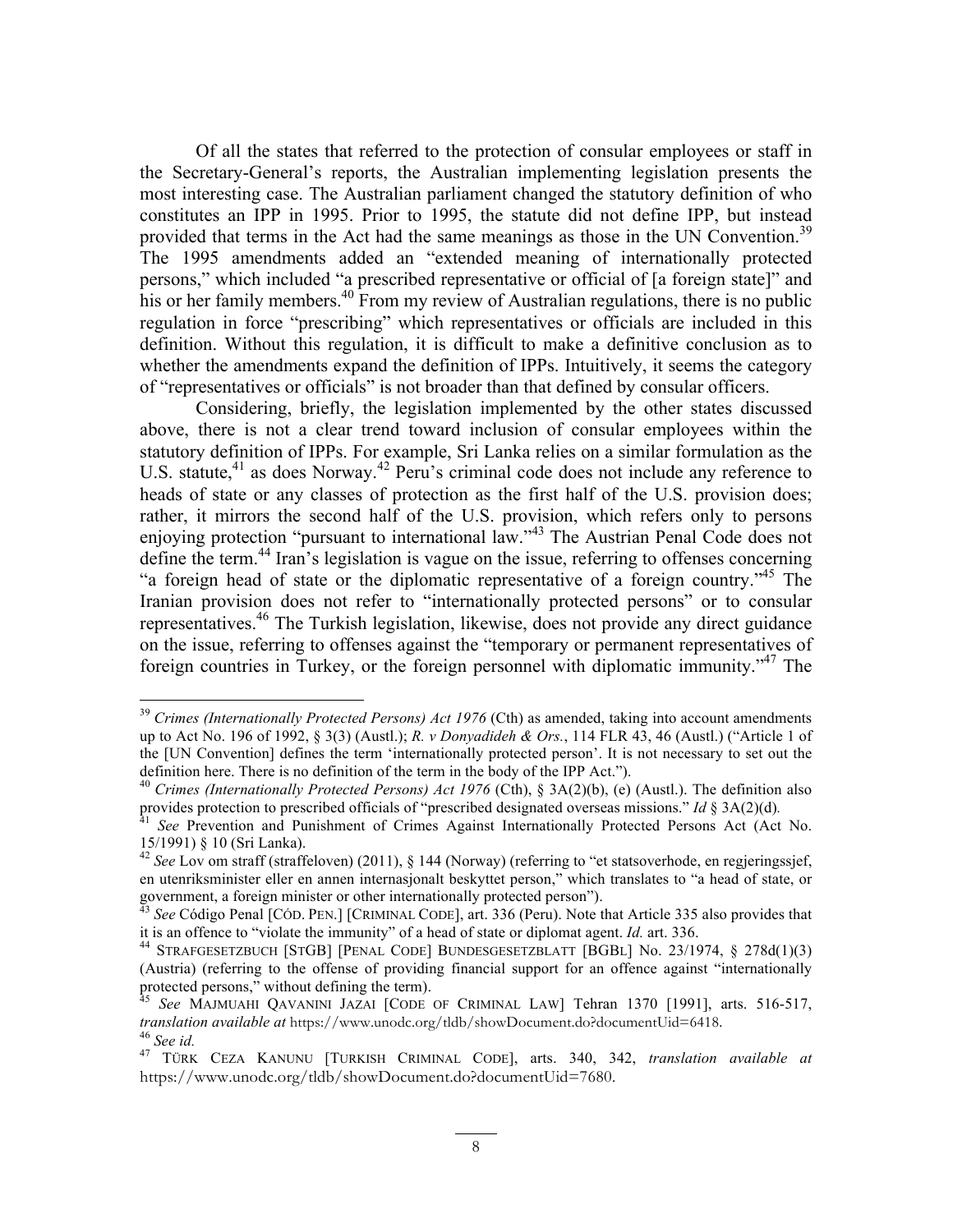Of all the states that referred to the protection of consular employees or staff in the Secretary-General's reports, the Australian implementing legislation presents the most interesting case. The Australian parliament changed the statutory definition of who constitutes an IPP in 1995. Prior to 1995, the statute did not define IPP, but instead provided that terms in the Act had the same meanings as those in the UN Convention.[39] The 1995 amendments added an "extended meaning of internationally protected persons," which included "a prescribed representative or official of [a foreign state]" and his or her family members.[40] From my review of Australian regulations, there is no public regulation in force "prescribing" which representatives or officials are included in this definition. Without this regulation, it is difficult to make a definitive conclusion as to whether the amendments expand the definition of IPPs. Intuitively, it seems the category of "representatives or officials" is not broader than that defined by consular officers.

Considering, briefly, the legislation implemented by the other states discussed above, there is not a clear trend toward inclusion of consular employees within the statutory definition of IPPs. For example, Sri Lanka relies on a similar formulation as the U.S. statute,[41] as does Norway.[42] Peru's criminal code does not include any reference to heads of state or any classes of protection as the first half of the U.S. provision does; rather, it mirrors the second half of the U.S. provision, which refers only to persons enjoying protection "pursuant to international law."[43] The Austrian Penal Code does not define the term.[44] Iran's legislation is vague on the issue, referring to offenses concerning "a foreign head of state or the diplomatic representative of a foreign country."[45] The Iranian provision does not refer to "internationally protected persons" or to consular representatives.[46] The Turkish legislation, likewise, does not provide any direct guidance on the issue, referring to offenses against the "temporary or permanent representatives of foreign countries in Turkey, or the foreign personnel with diplomatic immunity."[47] The

---

[39] *Crimes (Internationally Protected Persons) Act 1976* (Cth) as amended, taking into account amendments up to Act No. 196 of 1992, § 3(3) (Austl.); *R. v Donyadideh & Ors.*, 114 FLR 43, 46 (Austl.) ("Article 1 of the [UN Convention] defines the term 'internationally protected person'. It is not necessary to set out the definition here. There is no definition of the term in the body of the IPP Act.").

[40] *Crimes (Internationally Protected Persons) Act 1976* (Cth), § 3A(2)(b), (e) (Austl.). The definition also provides protection to prescribed officials of "prescribed designated overseas missions." *Id* § 3A(2)(d).

[41] *See* Prevention and Punishment of Crimes Against Internationally Protected Persons Act (Act No. 15/1991) § 10 (Sri Lanka).

[42] *See* Lov om straff (straffeloven) (2011), § 144 (Norway) (referring to "et statsoverhode, en regjeringssjef, en utenriksminister eller en annen internasjonalt beskyttet person," which translates to "a head of state, or government, a foreign minister or other internationally protected person").

[43] *See* Código Penal [CÓD. PEN.] [CRIMINAL CODE], art. 336 (Peru). Note that Article 335 also provides that it is an offence to "violate the immunity" of a head of state or diplomat agent. *Id.* art. 336.

[44] STRAFGESETZBUCH [STGB] [PENAL CODE] BUNDESGESETZBLATT [BGBL] No. 23/1974, § 278d(1)(3) (Austria) (referring to the offense of providing financial support for an offence against "internationally protected persons," without defining the term).

[45] *See* MAJMUAHI QAVANINI JAZAI [CODE OF CRIMINAL LAW] Tehran 1370 [1991], arts. 516-517, *translation available at* https://www.unodc.org/tldb/showDocument.do?documentUid=6418.

[46] *See id.*

[47] TÜRK CEZA KANUNU [TURKISH CRIMINAL CODE], arts. 340, 342, *translation available at* https://www.unodc.org/tldb/showDocument.do?documentUid=7680.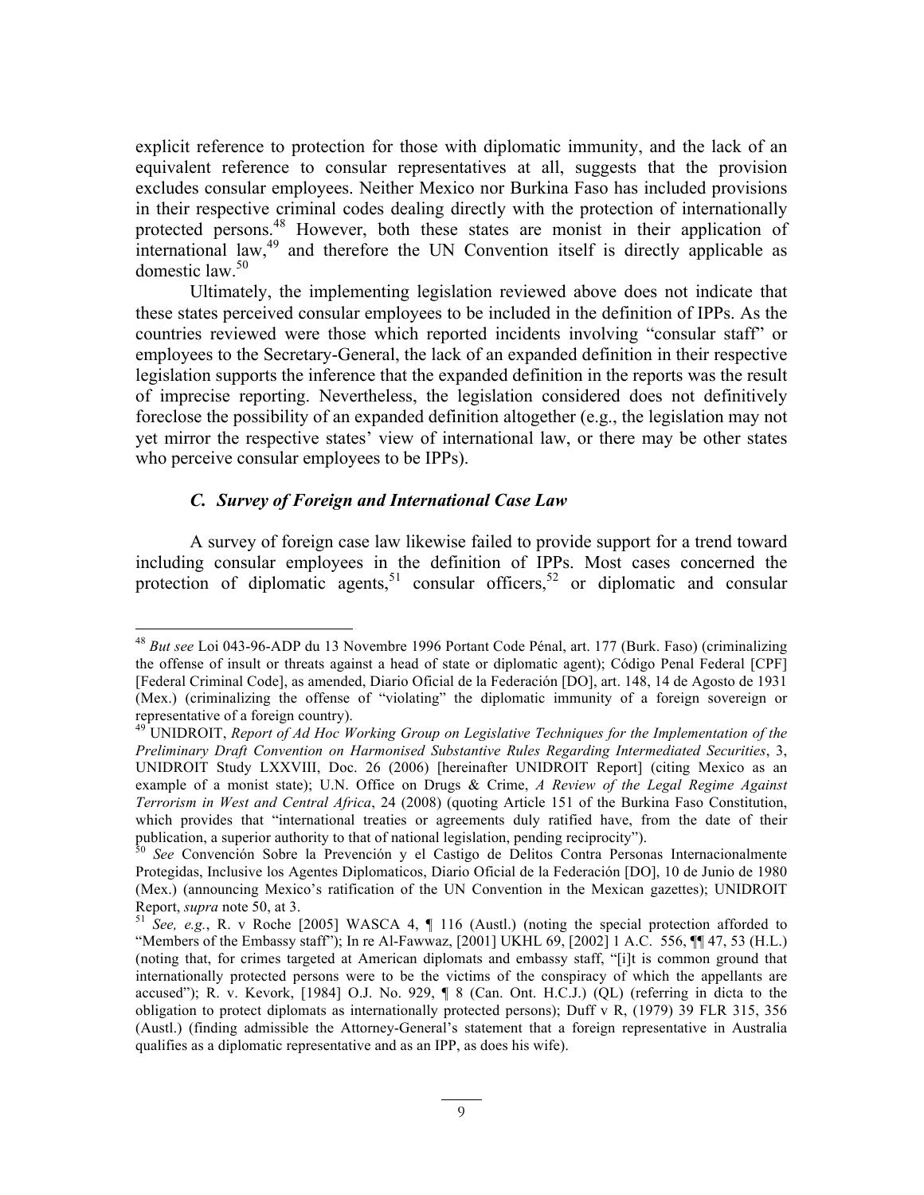explicit reference to protection for those with diplomatic immunity, and the lack of an equivalent reference to consular representatives at all, suggests that the provision excludes consular employees. Neither Mexico nor Burkina Faso has included provisions in their respective criminal codes dealing directly with the protection of internationally protected persons.[48] However, both these states are monist in their application of international law,[49] and therefore the UN Convention itself is directly applicable as domestic law.[50]

Ultimately, the implementing legislation reviewed above does not indicate that these states perceived consular employees to be included in the definition of IPPs. As the countries reviewed were those which reported incidents involving "consular staff" or employees to the Secretary-General, the lack of an expanded definition in their respective legislation supports the inference that the expanded definition in the reports was the result of imprecise reporting. Nevertheless, the legislation considered does not definitively foreclose the possibility of an expanded definition altogether (e.g., the legislation may not yet mirror the respective states' view of international law, or there may be other states who perceive consular employees to be IPPs).

### *C. Survey of Foreign and International Case Law*

A survey of foreign case law likewise failed to provide support for a trend toward including consular employees in the definition of IPPs. Most cases concerned the protection of diplomatic agents,[51] consular officers,[52] or diplomatic and consular

---

[48] *But see* Loi 043-96-ADP du 13 Novembre 1996 Portant Code Pénal, art. 177 (Burk. Faso) (criminalizing the offense of insult or threats against a head of state or diplomatic agent); Código Penal Federal [CPF] [Federal Criminal Code], as amended, Diario Oficial de la Federación [DO], art. 148, 14 de Agosto de 1931 (Mex.) (criminalizing the offense of "violating" the diplomatic immunity of a foreign sovereign or representative of a foreign country).

[49] UNIDROIT, *Report of Ad Hoc Working Group on Legislative Techniques for the Implementation of the Preliminary Draft Convention on Harmonised Substantive Rules Regarding Intermediated Securities*, 3, UNIDROIT Study LXXVIII, Doc. 26 (2006) [hereinafter UNIDROIT Report] (citing Mexico as an example of a monist state); U.N. Office on Drugs & Crime, *A Review of the Legal Regime Against Terrorism in West and Central Africa*, 24 (2008) (quoting Article 151 of the Burkina Faso Constitution, which provides that "international treaties or agreements duly ratified have, from the date of their publication, a superior authority to that of national legislation, pending reciprocity").

[50] *See* Convención Sobre la Prevención y el Castigo de Delitos Contra Personas Internacionalmente Protegidas, Inclusive los Agentes Diplomaticos, Diario Oficial de la Federación [DO], 10 de Junio de 1980 (Mex.) (announcing Mexico's ratification of the UN Convention in the Mexican gazettes); UNIDROIT Report, *supra* note 50, at 3.

[51] *See, e.g.*, R. v Roche [2005] WASCA 4, ¶ 116 (Austl.) (noting the special protection afforded to "Members of the Embassy staff"); In re Al-Fawwaz, [2001] UKHL 69, [2002] 1 A.C. 556, ¶¶ 47, 53 (H.L.) (noting that, for crimes targeted at American diplomats and embassy staff, "[i]t is common ground that internationally protected persons were to be the victims of the conspiracy of which the appellants are accused"); R. v. Kevork, [1984] O.J. No. 929, ¶ 8 (Can. Ont. H.C.J.) (QL) (referring in dicta to the obligation to protect diplomats as internationally protected persons); Duff v R, (1979) 39 FLR 315, 356 (Austl.) (finding admissible the Attorney-General's statement that a foreign representative in Australia qualifies as a diplomatic representative and as an IPP, as does his wife).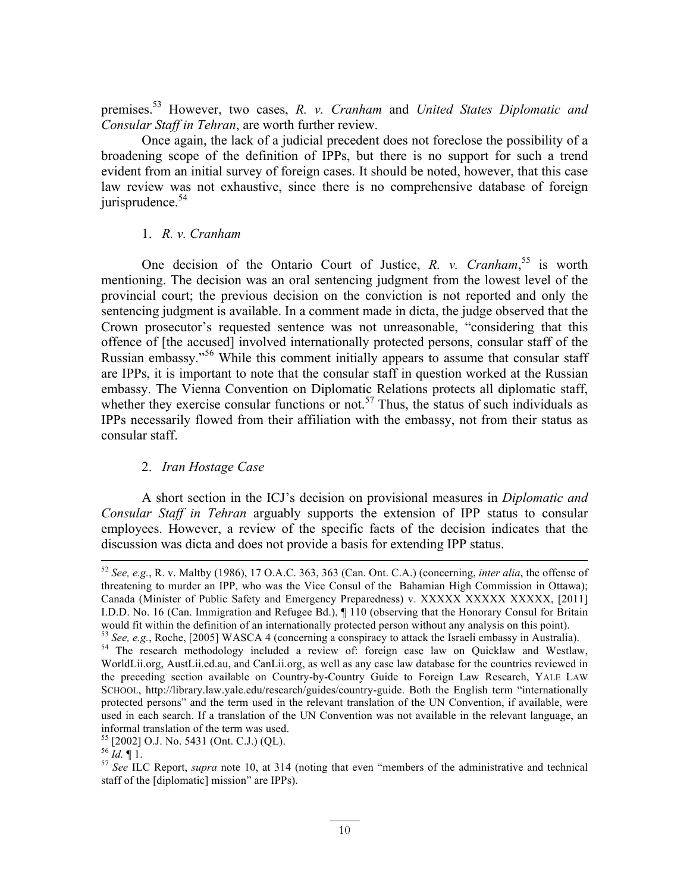premises.[53] However, two cases, *R. v. Cranham* and *United States Diplomatic and Consular Staff in Tehran*, are worth further review.

Once again, the lack of a judicial precedent does not foreclose the possibility of a broadening scope of the definition of IPPs, but there is no support for such a trend evident from an initial survey of foreign cases. It should be noted, however, that this case law review was not exhaustive, since there is no comprehensive database of foreign jurisprudence.[54]

### 1. *R. v. Cranham*

One decision of the Ontario Court of Justice, *R. v. Cranham*,[55] is worth mentioning. The decision was an oral sentencing judgment from the lowest level of the provincial court; the previous decision on the conviction is not reported and only the sentencing judgment is available. In a comment made in dicta, the judge observed that the Crown prosecutor's requested sentence was not unreasonable, "considering that this offence of [the accused] involved internationally protected persons, consular staff of the Russian embassy."[56] While this comment initially appears to assume that consular staff are IPPs, it is important to note that the consular staff in question worked at the Russian embassy. The Vienna Convention on Diplomatic Relations protects all diplomatic staff, whether they exercise consular functions or not.[57] Thus, the status of such individuals as IPPs necessarily flowed from their affiliation with the embassy, not from their status as consular staff.

### 2. *Iran Hostage Case*

A short section in the ICJ's decision on provisional measures in *Diplomatic and Consular Staff in Tehran* arguably supports the extension of IPP status to consular employees. However, a review of the specific facts of the decision indicates that the discussion was dicta and does not provide a basis for extending IPP status.

---

[52] *See, e.g.*, R. v. Maltby (1986), 17 O.A.C. 363, 363 (Can. Ont. C.A.) (concerning, *inter alia*, the offense of threatening to murder an IPP, who was the Vice Consul of the Bahamian High Commission in Ottawa); Canada (Minister of Public Safety and Emergency Preparedness) v. XXXXX XXXXX XXXXX, [2011] I.D.D. No. 16 (Can. Immigration and Refugee Bd.), ¶ 110 (observing that the Honorary Consul for Britain would fit within the definition of an internationally protected person without any analysis on this point).

[53] *See, e.g.*, Roche, [2005] WASCA 4 (concerning a conspiracy to attack the Israeli embassy in Australia).

[54] The research methodology included a review of: foreign case law on Quicklaw and Westlaw, WorldLii.org, AustLii.ed.au, and CanLii.org, as well as any case law database for the countries reviewed in the preceding section available on Country-by-Country Guide to Foreign Law Research, YALE LAW SCHOOL, http://library.law.yale.edu/research/guides/country-guide. Both the English term "internationally protected persons" and the term used in the relevant translation of the UN Convention, if available, were used in each search. If a translation of the UN Convention was not available in the relevant language, an informal translation of the term was used.

[55] [2002] O.J. No. 5431 (Ont. C.J.) (QL).

[56] *Id.* ¶ 1.

[57] *See* ILC Report, *supra* note 10, at 314 (noting that even "members of the administrative and technical staff of the [diplomatic] mission" are IPPs).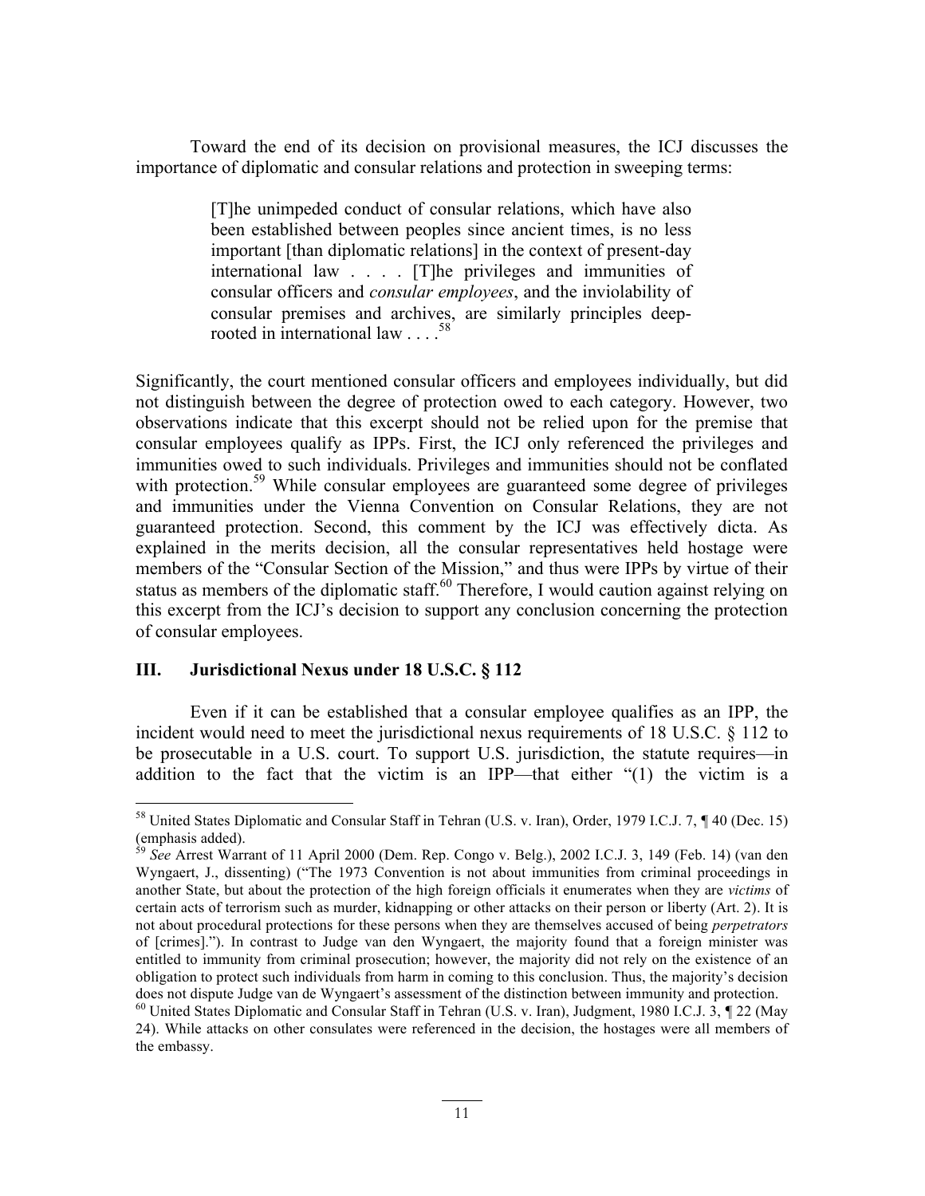Toward the end of its decision on provisional measures, the ICJ discusses the importance of diplomatic and consular relations and protection in sweeping terms:

> [T]he unimpeded conduct of consular relations, which have also been established between peoples since ancient times, is no less important [than diplomatic relations] in the context of present-day international law . . . . [T]he privileges and immunities of consular officers and *consular employees*, and the inviolability of consular premises and archives, are similarly principles deep-rooted in international law . . . .[58]

Significantly, the court mentioned consular officers and employees individually, but did not distinguish between the degree of protection owed to each category. However, two observations indicate that this excerpt should not be relied upon for the premise that consular employees qualify as IPPs. First, the ICJ only referenced the privileges and immunities owed to such individuals. Privileges and immunities should not be conflated with protection.[59] While consular employees are guaranteed some degree of privileges and immunities under the Vienna Convention on Consular Relations, they are not guaranteed protection. Second, this comment by the ICJ was effectively dicta. As explained in the merits decision, all the consular representatives held hostage were members of the "Consular Section of the Mission," and thus were IPPs by virtue of their status as members of the diplomatic staff.[60] Therefore, I would caution against relying on this excerpt from the ICJ's decision to support any conclusion concerning the protection of consular employees.

## III. Jurisdictional Nexus under 18 U.S.C. § 112

Even if it can be established that a consular employee qualifies as an IPP, the incident would need to meet the jurisdictional nexus requirements of 18 U.S.C. § 112 to be prosecutable in a U.S. court. To support U.S. jurisdiction, the statute requires—in addition to the fact that the victim is an IPP—that either "(1) the victim is a

---

[58] United States Diplomatic and Consular Staff in Tehran (U.S. v. Iran), Order, 1979 I.C.J. 7, ¶ 40 (Dec. 15) (emphasis added).

[59] *See* Arrest Warrant of 11 April 2000 (Dem. Rep. Congo v. Belg.), 2002 I.C.J. 3, 149 (Feb. 14) (van den Wyngaert, J., dissenting) ("The 1973 Convention is not about immunities from criminal proceedings in another State, but about the protection of the high foreign officials it enumerates when they are *victims* of certain acts of terrorism such as murder, kidnapping or other attacks on their person or liberty (Art. 2). It is not about procedural protections for these persons when they are themselves accused of being *perpetrators* of [crimes]."). In contrast to Judge van den Wyngaert, the majority found that a foreign minister was entitled to immunity from criminal prosecution; however, the majority did not rely on the existence of an obligation to protect such individuals from harm in coming to this conclusion. Thus, the majority's decision does not dispute Judge van de Wyngaert's assessment of the distinction between immunity and protection.

[60] United States Diplomatic and Consular Staff in Tehran (U.S. v. Iran), Judgment, 1980 I.C.J. 3, ¶ 22 (May 24). While attacks on other consulates were referenced in the decision, the hostages were all members of the embassy.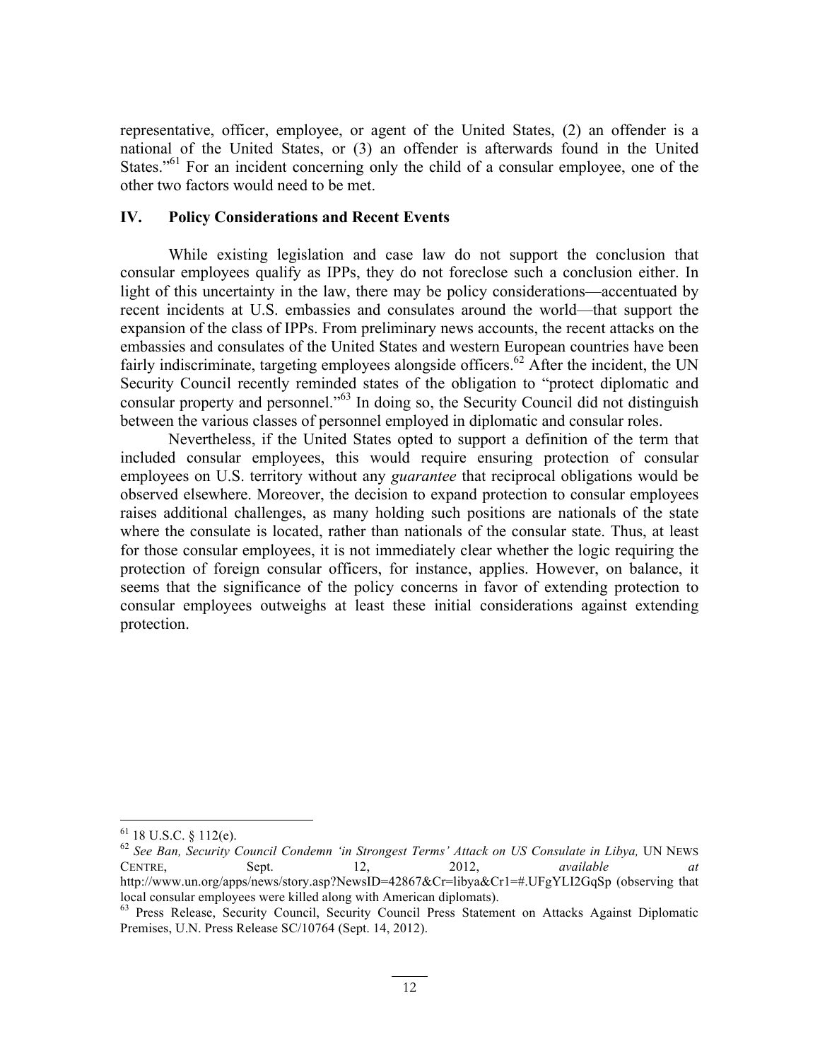representative, officer, employee, or agent of the United States, (2) an offender is a national of the United States, or (3) an offender is afterwards found in the United States."[61] For an incident concerning only the child of a consular employee, one of the other two factors would need to be met.

## IV. Policy Considerations and Recent Events

While existing legislation and case law do not support the conclusion that consular employees qualify as IPPs, they do not foreclose such a conclusion either. In light of this uncertainty in the law, there may be policy considerations—accentuated by recent incidents at U.S. embassies and consulates around the world—that support the expansion of the class of IPPs. From preliminary news accounts, the recent attacks on the embassies and consulates of the United States and western European countries have been fairly indiscriminate, targeting employees alongside officers.[62] After the incident, the UN Security Council recently reminded states of the obligation to "protect diplomatic and consular property and personnel."[63] In doing so, the Security Council did not distinguish between the various classes of personnel employed in diplomatic and consular roles.

Nevertheless, if the United States opted to support a definition of the term that included consular employees, this would require ensuring protection of consular employees on U.S. territory without any *guarantee* that reciprocal obligations would be observed elsewhere. Moreover, the decision to expand protection to consular employees raises additional challenges, as many holding such positions are nationals of the state where the consulate is located, rather than nationals of the consular state. Thus, at least for those consular employees, it is not immediately clear whether the logic requiring the protection of foreign consular officers, for instance, applies. However, on balance, it seems that the significance of the policy concerns in favor of extending protection to consular employees outweighs at least these initial considerations against extending protection.

---

[61] 18 U.S.C. § 112(e).

[62] *See Ban, Security Council Condemn 'in Strongest Terms' Attack on US Consulate in Libya,* UN NEWS CENTRE, Sept. 12, 2012, *available at* http://www.un.org/apps/news/story.asp?NewsID=42867&Cr=libya&Cr1=#.UFgYLI2GqSp (observing that local consular employees were killed along with American diplomats).

[63] Press Release, Security Council, Security Council Press Statement on Attacks Against Diplomatic Premises, U.N. Press Release SC/10764 (Sept. 14, 2012).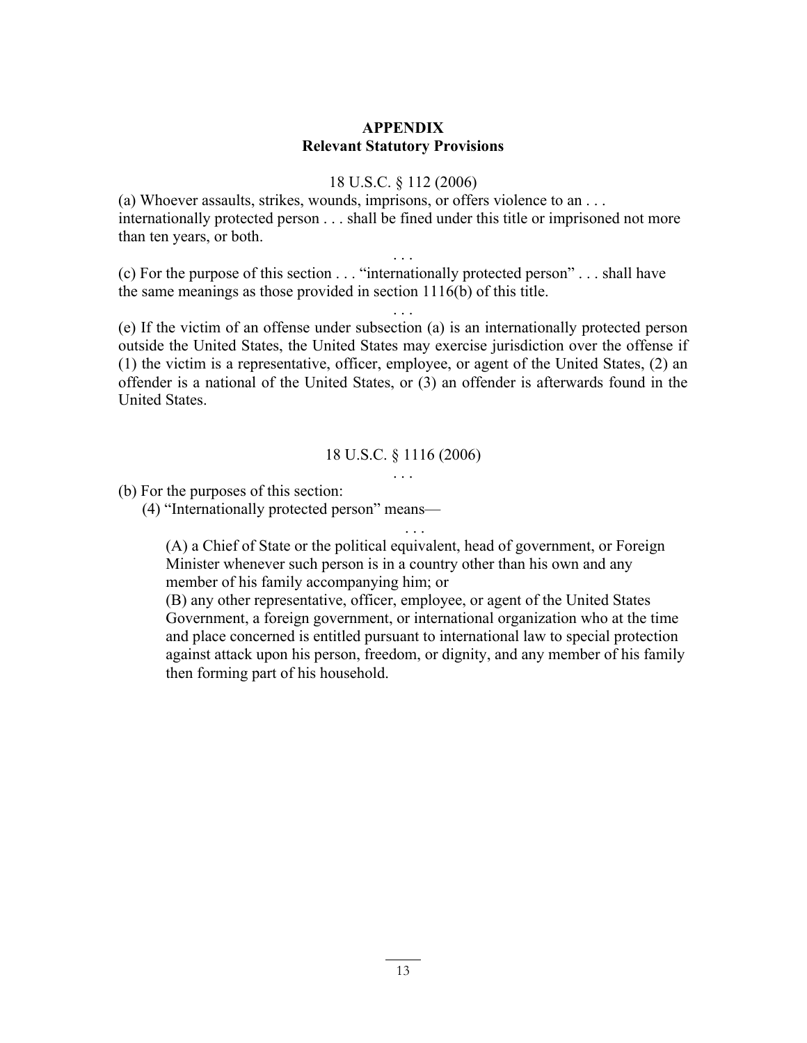# APPENDIX
## Relevant Statutory Provisions

18 U.S.C. § 112 (2006)

(a) Whoever assaults, strikes, wounds, imprisons, or offers violence to an . . . internationally protected person . . . shall be fined under this title or imprisoned not more than ten years, or both.

. . .

(c) For the purpose of this section . . . "internationally protected person" . . . shall have the same meanings as those provided in section 1116(b) of this title.

. . .

(e) If the victim of an offense under subsection (a) is an internationally protected person outside the United States, the United States may exercise jurisdiction over the offense if (1) the victim is a representative, officer, employee, or agent of the United States, (2) an offender is a national of the United States, or (3) an offender is afterwards found in the United States.

18 U.S.C. § 1116 (2006)

. . .

(b) For the purposes of this section:

(4) "Internationally protected person" means—

. . .

(A) a Chief of State or the political equivalent, head of government, or Foreign Minister whenever such person is in a country other than his own and any member of his family accompanying him; or

(B) any other representative, officer, employee, or agent of the United States Government, a foreign government, or international organization who at the time and place concerned is entitled pursuant to international law to special protection against attack upon his person, freedom, or dignity, and any member of his family then forming part of his household.